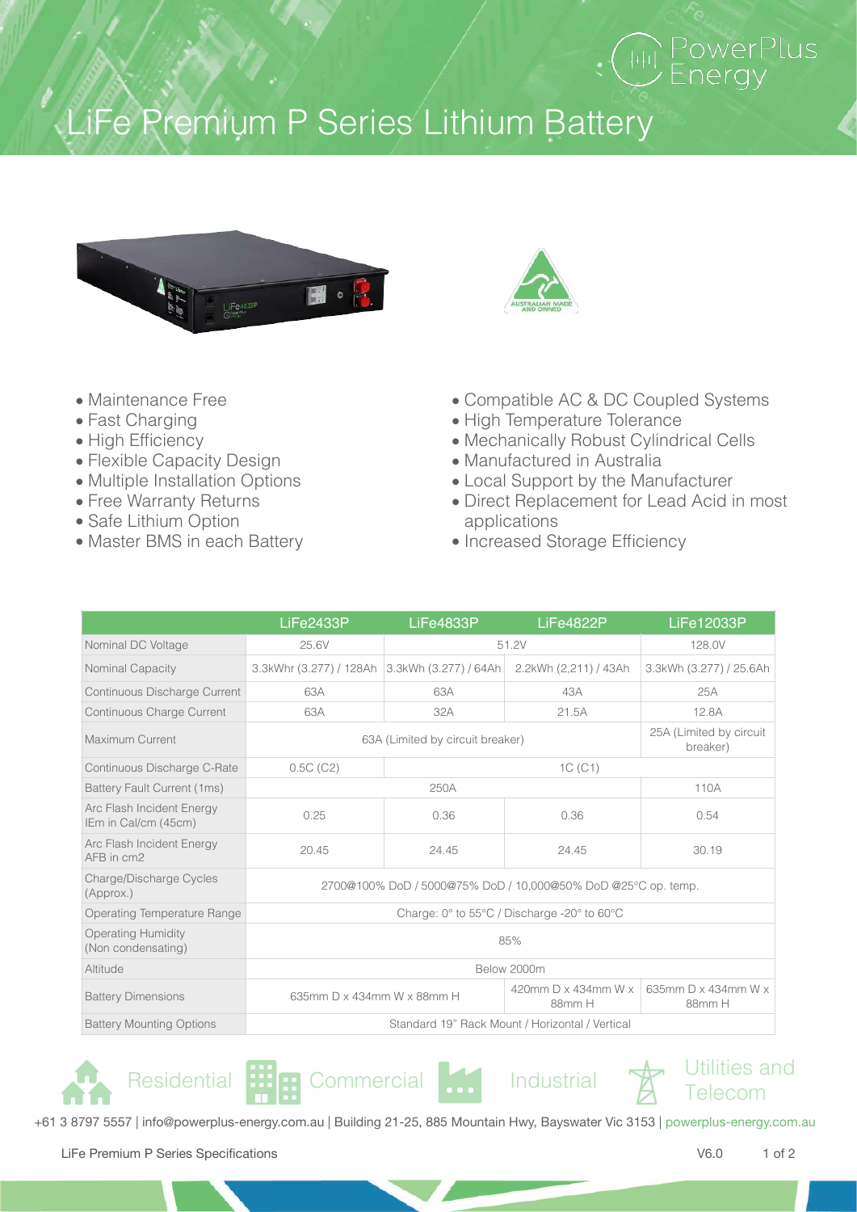PowerPlus Energy

# LiFe Premium P Series Lithium Battery

- Maintenance Free
- Fast Charging
- High Efficiency
- Flexible Capacity Design
- Multiple Installation Options
- Free Warranty Returns
- Safe Lithium Option
- Master BMS in each Battery

- Compatible AC & DC Coupled Systems
- High Temperature Tolerance
- Mechanically Robust Cylindrical Cells
- Manufactured in Australia
- Local Support by the Manufacturer
- Direct Replacement for Lead Acid in most applications
- Increased Storage Efficiency

| | LiFe2433P | LiFe4833P | LiFe4822P | LiFe12033P |
|---|---|---|---|---|
| Nominal DC Voltage | 25.6V | 51.2V | | 128.0V |
| Nominal Capacity | 3.3kWhr (3.277) / 128Ah | 3.3kWh (3.277) / 64Ah | 2.2kWh (2,211) / 43Ah | 3.3kWh (3.277) / 25.6Ah |
| Continuous Discharge Current | 63A | 63A | 43A | 25A |
| Continuous Charge Current | 63A | 32A | 21.5A | 12.8A |
| Maximum Current | 63A (Limited by circuit breaker) | | | 25A (Limited by circuit breaker) |
| Continuous Discharge C-Rate | 0.5C (C2) | 1C (C1) | | |
| Battery Fault Current (1ms) | 250A | | | 110A |
| Arc Flash Incident Energy IEm in Cal/cm (45cm) | 0.25 | 0.36 | 0.36 | 0.54 |
| Arc Flash Incident Energy AFB in cm2 | 20.45 | 24.45 | 24.45 | 30.19 |
| Charge/Discharge Cycles (Approx.) | 2700@100% DoD / 5000@75% DoD / 10,000@50% DoD @25°C op. temp. | | | |
| Operating Temperature Range | Charge: 0° to 55°C / Discharge -20° to 60°C | | | |
| Operating Humidity (Non condensating) | 85% | | | |
| Altitude | Below 2000m | | | |
| Battery Dimensions | 635mm D x 434mm W x 88mm H | | 420mm D x 434mm W x 88mm H | 635mm D x 434mm W x 88mm H |
| Battery Mounting Options | Standard 19" Rack Mount / Horizontal / Vertical | | | |

Residential | Commercial | Industrial | Utilities and Telecom

+61 3 8797 5557 | info@powerplus-energy.com.au | Building 21-25, 885 Mountain Hwy, Bayswater Vic 3153 | powerplus-energy.com.au

LiFe Premium P Series Specifications V6.0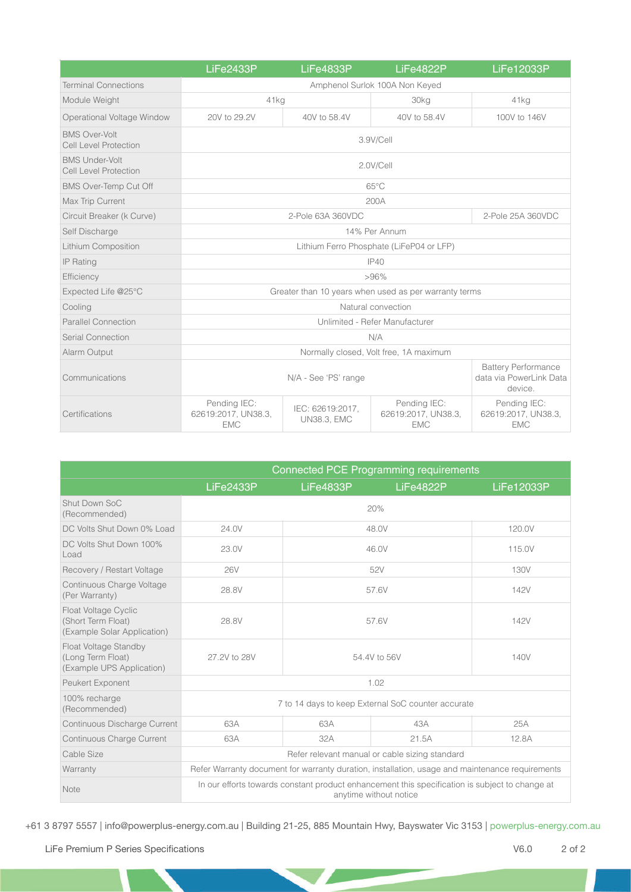| | LiFe2433P | LiFe4833P | LiFe4822P | LiFe12033P |
|---|---|---|---|---|
| Terminal Connections | Amphenol Surlok 100A Non Keyed | | | |
| Module Weight | 41kg | | 30kg | 41kg |
| Operational Voltage Window | 20V to 29.2V | 40V to 58.4V | 40V to 58.4V | 100V to 146V |
| BMS Over-Volt Cell Level Protection | 3.9V/Cell | | | |
| BMS Under-Volt Cell Level Protection | 2.0V/Cell | | | |
| BMS Over-Temp Cut Off | 65°C | | | |
| Max Trip Current | 200A | | | |
| Circuit Breaker (k Curve) | 2-Pole 63A 360VDC | | | 2-Pole 25A 360VDC |
| Self Discharge | 14% Per Annum | | | |
| Lithium Composition | Lithium Ferro Phosphate (LiFeP04 or LFP) | | | |
| IP Rating | IP40 | | | |
| Efficiency | >96% | | | |
| Expected Life @25°C | Greater than 10 years when used as per warranty terms | | | |
| Cooling | Natural convection | | | |
| Parallel Connection | Unlimited - Refer Manufacturer | | | |
| Serial Connection | N/A | | | |
| Alarm Output | Normally closed, Volt free, 1A maximum | | | |
| Communications | N/A - See 'PS' range | | | Battery Performance data via PowerLink Data device. |
| Certifications | Pending IEC: 62619:2017, UN38.3, EMC | IEC: 62619:2017, UN38.3, EMC | Pending IEC: 62619:2017, UN38.3, EMC | Pending IEC: 62619:2017, UN38.3, EMC |

| Connected PCE Programming requirements | | | | |
|---|---|---|---|---|
| | LiFe2433P | LiFe4833P | LiFe4822P | LiFe12033P |
| Shut Down SoC (Recommended) | 20% | | | |
| DC Volts Shut Down 0% Load | 24.0V | 48.0V | | 120.0V |
| DC Volts Shut Down 100% Load | 23.0V | 46.0V | | 115.0V |
| Recovery / Restart Voltage | 26V | 52V | | 130V |
| Continuous Charge Voltage (Per Warranty) | 28.8V | 57.6V | | 142V |
| Float Voltage Cyclic (Short Term Float) (Example Solar Application) | 28.8V | 57.6V | | 142V |
| Float Voltage Standby (Long Term Float) (Example UPS Application) | 27.2V to 28V | 54.4V to 56V | | 140V |
| Peukert Exponent | 1.02 | | | |
| 100% recharge (Recommended) | 7 to 14 days to keep External SoC counter accurate | | | |
| Continuous Discharge Current | 63A | 63A | 43A | 25A |
| Continuous Charge Current | 63A | 32A | 21.5A | 12.8A |
| Cable Size | Refer relevant manual or cable sizing standard | | | |
| Warranty | Refer Warranty document for warranty duration, installation, usage and maintenance requirements | | | |
| Note | In our efforts towards constant product enhancement this specification is subject to change at anytime without notice | | | |

+61 3 8797 5557 | info@powerplus-energy.com.au | Building 21-25, 885 Mountain Hwy, Bayswater Vic 3153 | powerplus-energy.com.au

LiFe Premium P Series Specifications V6.0